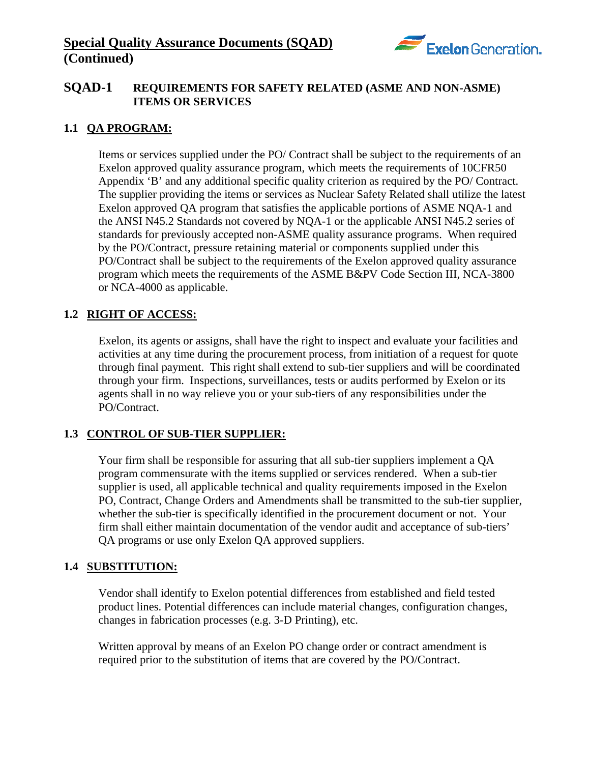# Special Quality Assurance Documents (SQAD) (Continued)

## SQAD-1 REQUIREMENTS FOR SAFETY RELATED (ASME AND NON-ASME) ITEMS OR SERVICES

### 1.1 QA PROGRAM:

Items or services supplied under the PO/ Contract shall be subject to the requirements of an Exelon approved quality assurance program, which meets the requirements of 10CFR50 Appendix 'B' and any additional specific quality criterion as required by the PO/ Contract. The supplier providing the items or services as Nuclear Safety Related shall utilize the latest Exelon approved QA program that satisfies the applicable portions of ASME NQA-1 and the ANSI N45.2 Standards not covered by NQA-1 or the applicable ANSI N45.2 series of standards for previously accepted non-ASME quality assurance programs. When required by the PO/Contract, pressure retaining material or components supplied under this PO/Contract shall be subject to the requirements of the Exelon approved quality assurance program which meets the requirements of the ASME B&PV Code Section III, NCA-3800 or NCA-4000 as applicable.

### 1.2 RIGHT OF ACCESS:

Exelon, its agents or assigns, shall have the right to inspect and evaluate your facilities and activities at any time during the procurement process, from initiation of a request for quote through final payment. This right shall extend to sub-tier suppliers and will be coordinated through your firm. Inspections, surveillances, tests or audits performed by Exelon or its agents shall in no way relieve you or your sub-tiers of any responsibilities under the PO/Contract.

### 1.3 CONTROL OF SUB-TIER SUPPLIER:

Your firm shall be responsible for assuring that all sub-tier suppliers implement a QA program commensurate with the items supplied or services rendered. When a sub-tier supplier is used, all applicable technical and quality requirements imposed in the Exelon PO, Contract, Change Orders and Amendments shall be transmitted to the sub-tier supplier, whether the sub-tier is specifically identified in the procurement document or not. Your firm shall either maintain documentation of the vendor audit and acceptance of sub-tiers' QA programs or use only Exelon QA approved suppliers.

### 1.4 SUBSTITUTION:

Vendor shall identify to Exelon potential differences from established and field tested product lines. Potential differences can include material changes, configuration changes, changes in fabrication processes (e.g. 3-D Printing), etc.

Written approval by means of an Exelon PO change order or contract amendment is required prior to the substitution of items that are covered by the PO/Contract.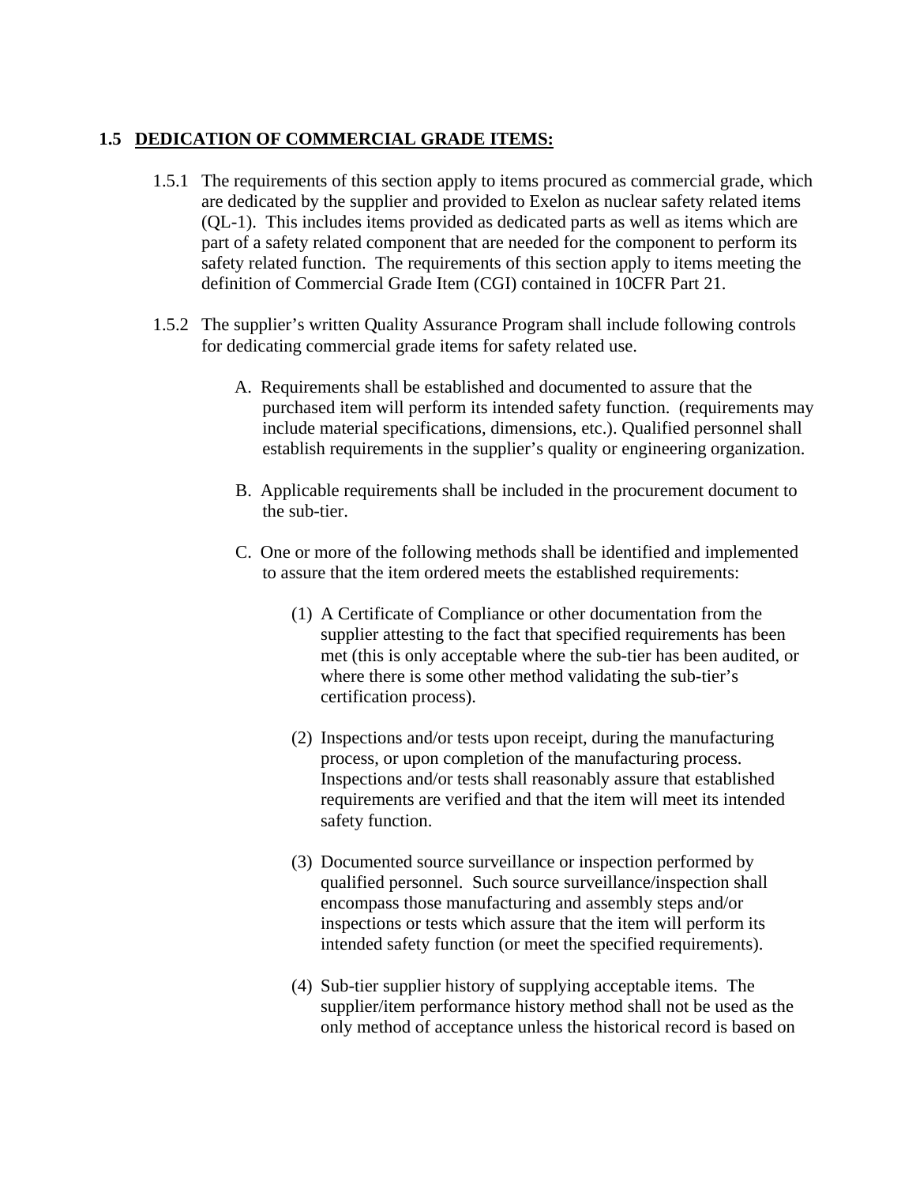## 1.5 <u>DEDICATION OF COMMERCIAL GRADE ITEMS:</u>

1.5.1 The requirements of this section apply to items procured as commercial grade, which are dedicated by the supplier and provided to Exelon as nuclear safety related items (QL-1). This includes items provided as dedicated parts as well as items which are part of a safety related component that are needed for the component to perform its safety related function. The requirements of this section apply to items meeting the definition of Commercial Grade Item (CGI) contained in 10CFR Part 21.

1.5.2 The supplier's written Quality Assurance Program shall include following controls for dedicating commercial grade items for safety related use.

A. Requirements shall be established and documented to assure that the purchased item will perform its intended safety function. (requirements may include material specifications, dimensions, etc.). Qualified personnel shall establish requirements in the supplier's quality or engineering organization.

B. Applicable requirements shall be included in the procurement document to the sub-tier.

C. One or more of the following methods shall be identified and implemented to assure that the item ordered meets the established requirements:

(1) A Certificate of Compliance or other documentation from the supplier attesting to the fact that specified requirements has been met (this is only acceptable where the sub-tier has been audited, or where there is some other method validating the sub-tier's certification process).

(2) Inspections and/or tests upon receipt, during the manufacturing process, or upon completion of the manufacturing process. Inspections and/or tests shall reasonably assure that established requirements are verified and that the item will meet its intended safety function.

(3) Documented source surveillance or inspection performed by qualified personnel. Such source surveillance/inspection shall encompass those manufacturing and assembly steps and/or inspections or tests which assure that the item will perform its intended safety function (or meet the specified requirements).

(4) Sub-tier supplier history of supplying acceptable items. The supplier/item performance history method shall not be used as the only method of acceptance unless the historical record is based on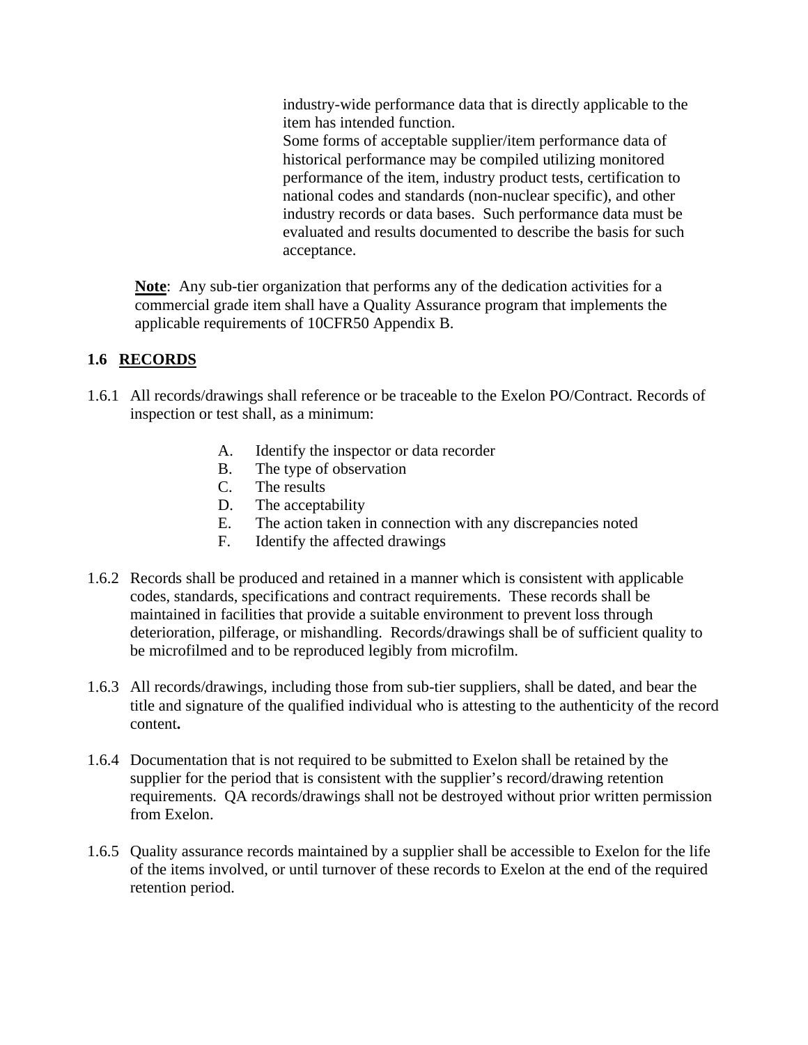industry-wide performance data that is directly applicable to the item has intended function.
Some forms of acceptable supplier/item performance data of historical performance may be compiled utilizing monitored performance of the item, industry product tests, certification to national codes and standards (non-nuclear specific), and other industry records or data bases. Such performance data must be evaluated and results documented to describe the basis for such acceptance.

**Note**: Any sub-tier organization that performs any of the dedication activities for a commercial grade item shall have a Quality Assurance program that implements the applicable requirements of 10CFR50 Appendix B.

## 1.6 RECORDS

1.6.1 All records/drawings shall reference or be traceable to the Exelon PO/Contract. Records of inspection or test shall, as a minimum:

- A. Identify the inspector or data recorder
- B. The type of observation
- C. The results
- D. The acceptability
- E. The action taken in connection with any discrepancies noted
- F. Identify the affected drawings

1.6.2 Records shall be produced and retained in a manner which is consistent with applicable codes, standards, specifications and contract requirements. These records shall be maintained in facilities that provide a suitable environment to prevent loss through deterioration, pilferage, or mishandling. Records/drawings shall be of sufficient quality to be microfilmed and to be reproduced legibly from microfilm.

1.6.3 All records/drawings, including those from sub-tier suppliers, shall be dated, and bear the title and signature of the qualified individual who is attesting to the authenticity of the record content**.**

1.6.4 Documentation that is not required to be submitted to Exelon shall be retained by the supplier for the period that is consistent with the supplier's record/drawing retention requirements. QA records/drawings shall not be destroyed without prior written permission from Exelon.

1.6.5 Quality assurance records maintained by a supplier shall be accessible to Exelon for the life of the items involved, or until turnover of these records to Exelon at the end of the required retention period.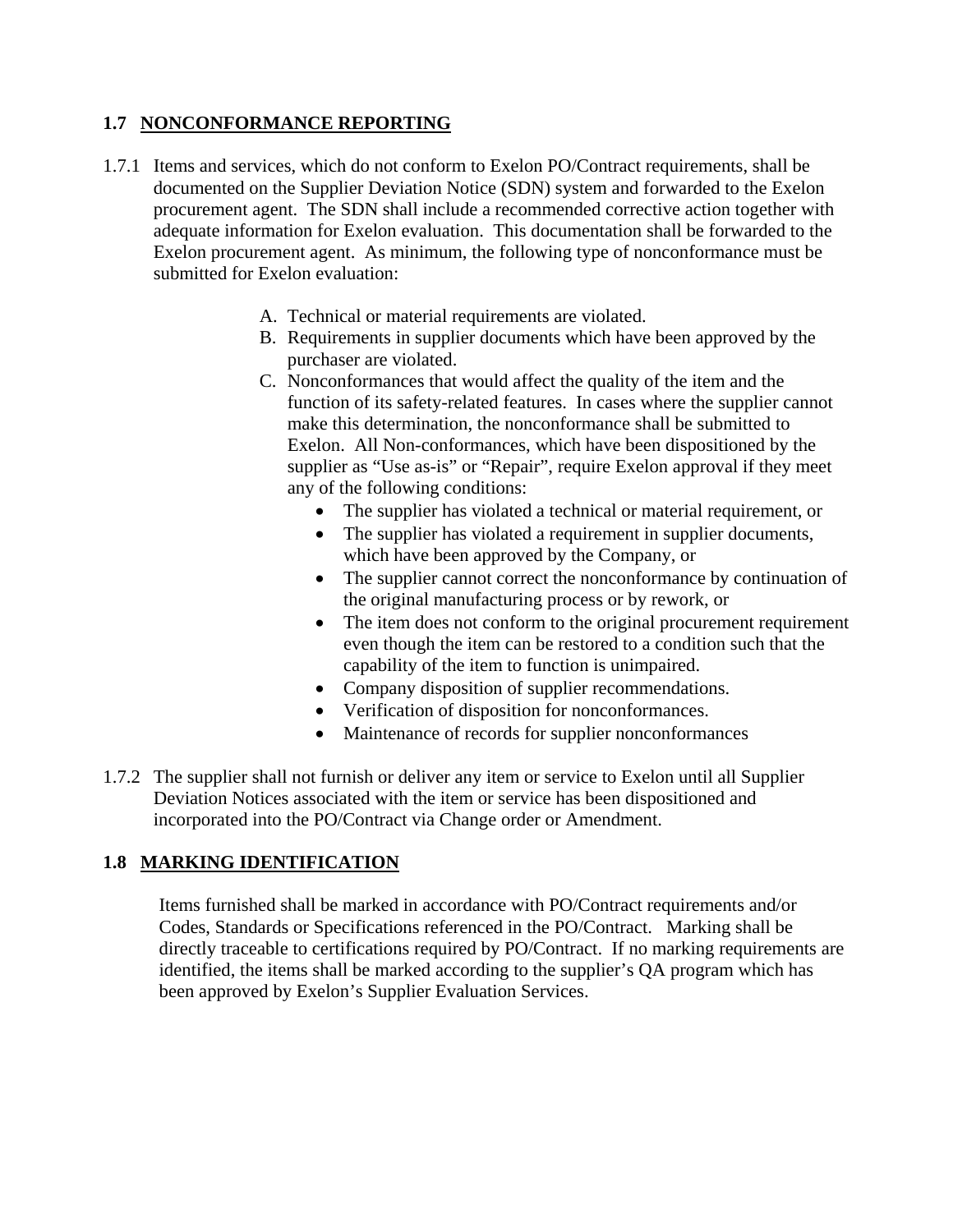## 1.7 <u>NONCONFORMANCE REPORTING</u>

1.7.1 Items and services, which do not conform to Exelon PO/Contract requirements, shall be documented on the Supplier Deviation Notice (SDN) system and forwarded to the Exelon procurement agent. The SDN shall include a recommended corrective action together with adequate information for Exelon evaluation. This documentation shall be forwarded to the Exelon procurement agent. As minimum, the following type of nonconformance must be submitted for Exelon evaluation:

A. Technical or material requirements are violated.
B. Requirements in supplier documents which have been approved by the purchaser are violated.
C. Nonconformances that would affect the quality of the item and the function of its safety-related features. In cases where the supplier cannot make this determination, the nonconformance shall be submitted to Exelon. All Non-conformances, which have been dispositioned by the supplier as "Use as-is" or "Repair", require Exelon approval if they meet any of the following conditions:
   - The supplier has violated a technical or material requirement, or
   - The supplier has violated a requirement in supplier documents, which have been approved by the Company, or
   - The supplier cannot correct the nonconformance by continuation of the original manufacturing process or by rework, or
   - The item does not conform to the original procurement requirement even though the item can be restored to a condition such that the capability of the item to function is unimpaired.
   - Company disposition of supplier recommendations.
   - Verification of disposition for nonconformances.
   - Maintenance of records for supplier nonconformances

1.7.2 The supplier shall not furnish or deliver any item or service to Exelon until all Supplier Deviation Notices associated with the item or service has been dispositioned and incorporated into the PO/Contract via Change order or Amendment.

## 1.8 <u>MARKING IDENTIFICATION</u>

Items furnished shall be marked in accordance with PO/Contract requirements and/or Codes, Standards or Specifications referenced in the PO/Contract. Marking shall be directly traceable to certifications required by PO/Contract. If no marking requirements are identified, the items shall be marked according to the supplier's QA program which has been approved by Exelon's Supplier Evaluation Services.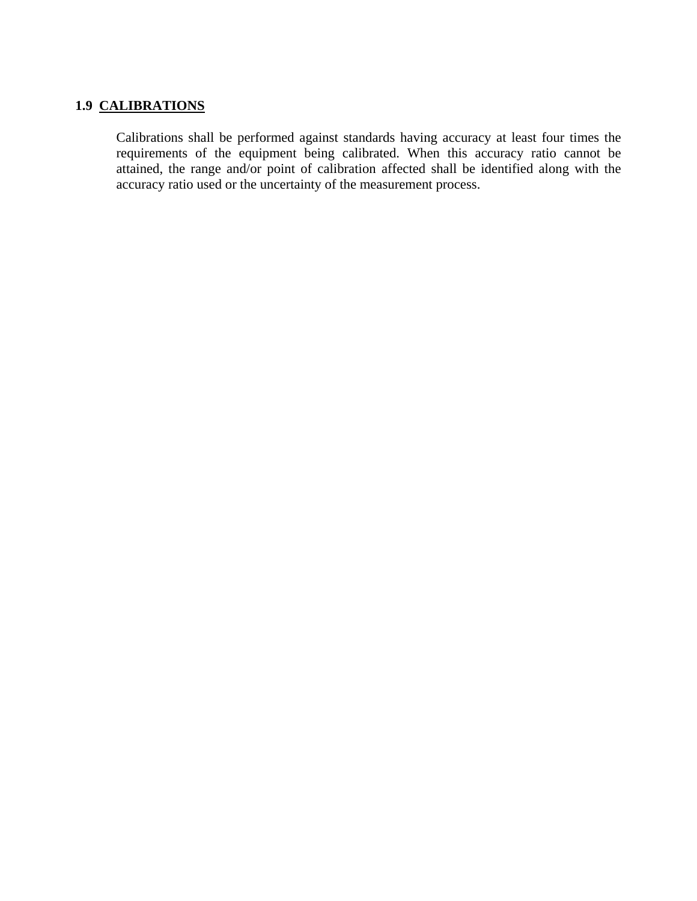## 1.9 <u>CALIBRATIONS</u>

Calibrations shall be performed against standards having accuracy at least four times the requirements of the equipment being calibrated. When this accuracy ratio cannot be attained, the range and/or point of calibration affected shall be identified along with the accuracy ratio used or the uncertainty of the measurement process.